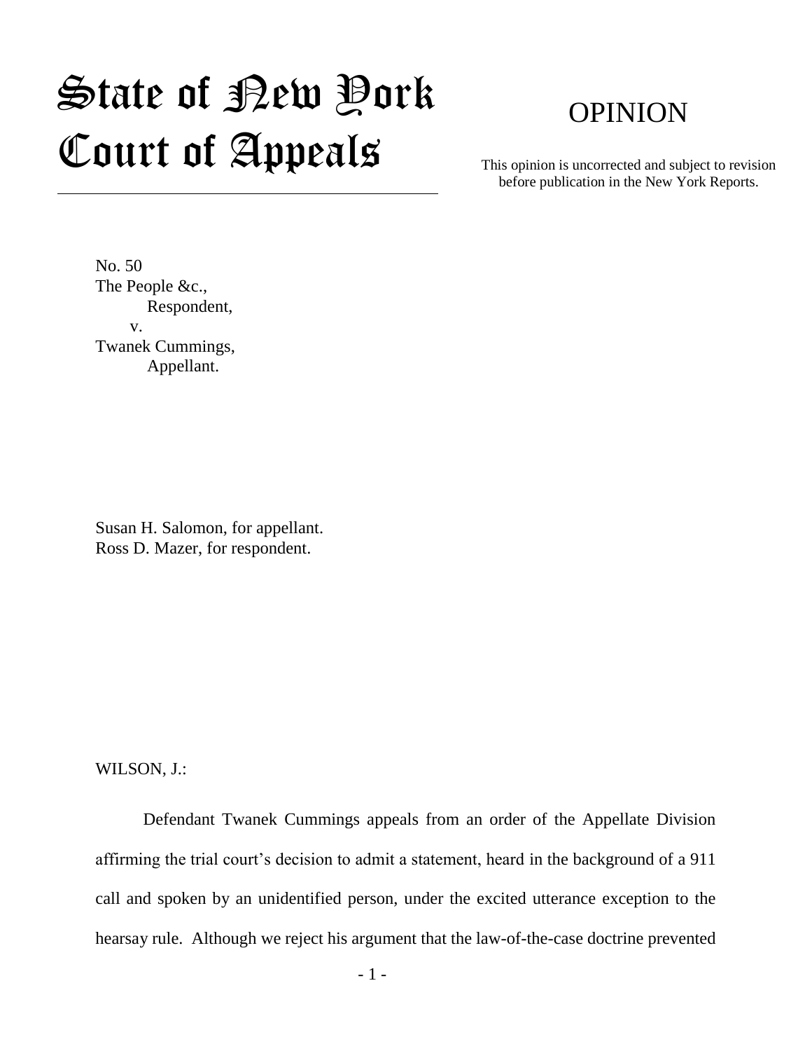# State of New York Court of Appeals

# OPINION

This opinion is uncorrected and subject to revision before publication in the New York Reports.

No. 50
The People &c.,
Respondent,
v.
Twanek Cummings,
Appellant.

Susan H. Salomon, for appellant.
Ross D. Mazer, for respondent.

WILSON, J.:

Defendant Twanek Cummings appeals from an order of the Appellate Division affirming the trial court's decision to admit a statement, heard in the background of a 911 call and spoken by an unidentified person, under the excited utterance exception to the hearsay rule. Although we reject his argument that the law-of-the-case doctrine prevented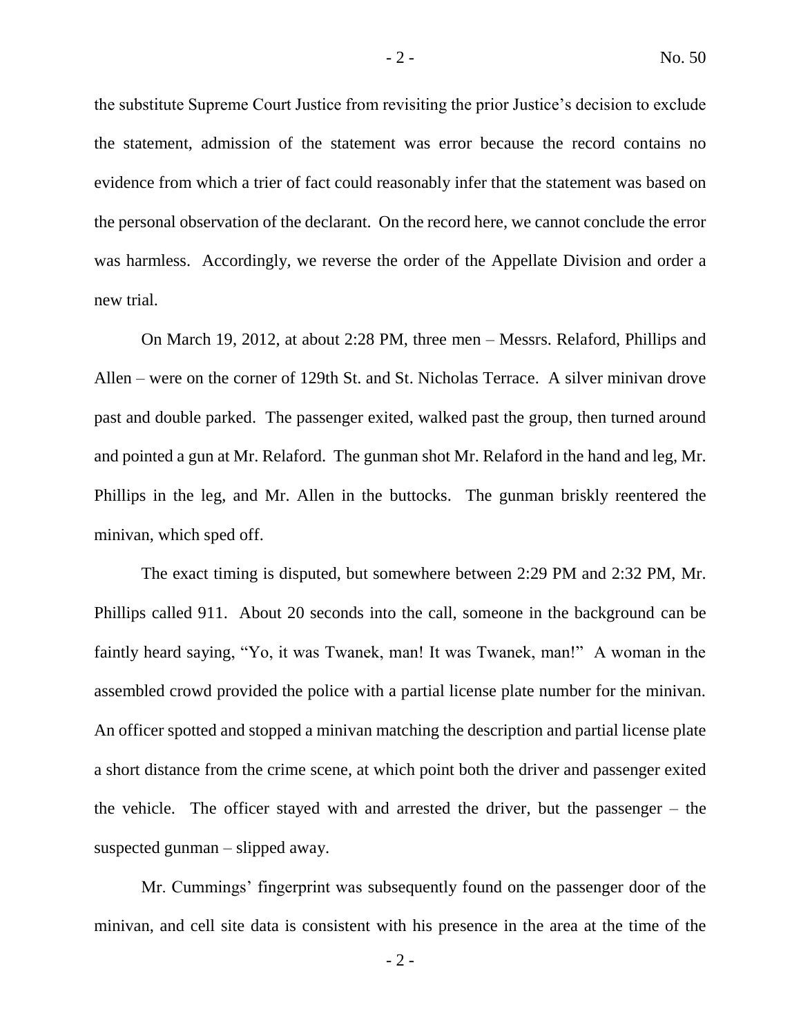the substitute Supreme Court Justice from revisiting the prior Justice's decision to exclude the statement, admission of the statement was error because the record contains no evidence from which a trier of fact could reasonably infer that the statement was based on the personal observation of the declarant. On the record here, we cannot conclude the error was harmless. Accordingly, we reverse the order of the Appellate Division and order a new trial.

On March 19, 2012, at about 2:28 PM, three men – Messrs. Relaford, Phillips and Allen – were on the corner of 129th St. and St. Nicholas Terrace. A silver minivan drove past and double parked. The passenger exited, walked past the group, then turned around and pointed a gun at Mr. Relaford. The gunman shot Mr. Relaford in the hand and leg, Mr. Phillips in the leg, and Mr. Allen in the buttocks. The gunman briskly reentered the minivan, which sped off.

The exact timing is disputed, but somewhere between 2:29 PM and 2:32 PM, Mr. Phillips called 911. About 20 seconds into the call, someone in the background can be faintly heard saying, "Yo, it was Twanek, man! It was Twanek, man!" A woman in the assembled crowd provided the police with a partial license plate number for the minivan. An officer spotted and stopped a minivan matching the description and partial license plate a short distance from the crime scene, at which point both the driver and passenger exited the vehicle. The officer stayed with and arrested the driver, but the passenger – the suspected gunman – slipped away.

Mr. Cummings' fingerprint was subsequently found on the passenger door of the minivan, and cell site data is consistent with his presence in the area at the time of the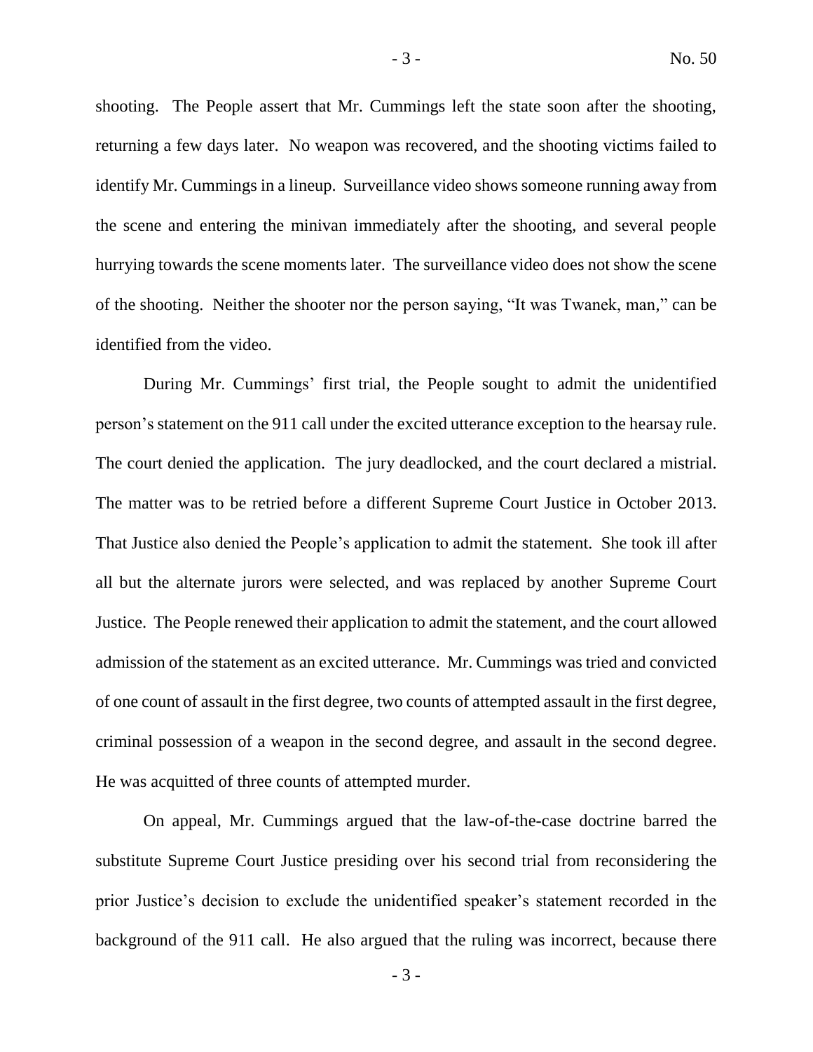shooting. The People assert that Mr. Cummings left the state soon after the shooting, returning a few days later. No weapon was recovered, and the shooting victims failed to identify Mr. Cummings in a lineup. Surveillance video shows someone running away from the scene and entering the minivan immediately after the shooting, and several people hurrying towards the scene moments later. The surveillance video does not show the scene of the shooting. Neither the shooter nor the person saying, "It was Twanek, man," can be identified from the video.

During Mr. Cummings' first trial, the People sought to admit the unidentified person's statement on the 911 call under the excited utterance exception to the hearsay rule. The court denied the application. The jury deadlocked, and the court declared a mistrial. The matter was to be retried before a different Supreme Court Justice in October 2013. That Justice also denied the People's application to admit the statement. She took ill after all but the alternate jurors were selected, and was replaced by another Supreme Court Justice. The People renewed their application to admit the statement, and the court allowed admission of the statement as an excited utterance. Mr. Cummings was tried and convicted of one count of assault in the first degree, two counts of attempted assault in the first degree, criminal possession of a weapon in the second degree, and assault in the second degree. He was acquitted of three counts of attempted murder.

On appeal, Mr. Cummings argued that the law-of-the-case doctrine barred the substitute Supreme Court Justice presiding over his second trial from reconsidering the prior Justice's decision to exclude the unidentified speaker's statement recorded in the background of the 911 call. He also argued that the ruling was incorrect, because there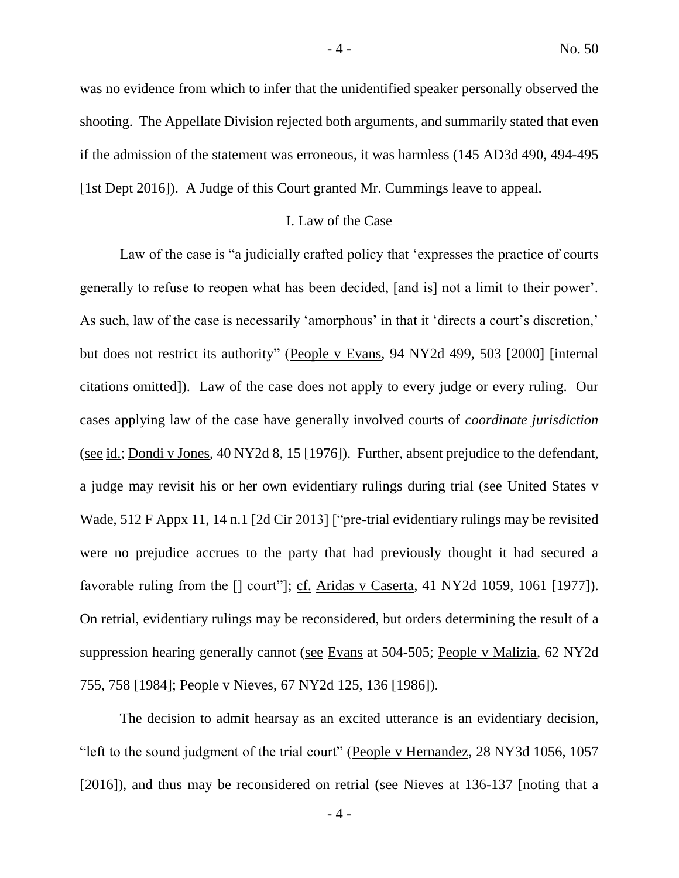was no evidence from which to infer that the unidentified speaker personally observed the shooting. The Appellate Division rejected both arguments, and summarily stated that even if the admission of the statement was erroneous, it was harmless (145 AD3d 490, 494-495 [1st Dept 2016]). A Judge of this Court granted Mr. Cummings leave to appeal.

## I. Law of the Case

Law of the case is "a judicially crafted policy that 'expresses the practice of courts generally to refuse to reopen what has been decided, [and is] not a limit to their power'. As such, law of the case is necessarily 'amorphous' in that it 'directs a court's discretion,' but does not restrict its authority" (People v Evans, 94 NY2d 499, 503 [2000] [internal citations omitted]). Law of the case does not apply to every judge or every ruling. Our cases applying law of the case have generally involved courts of *coordinate jurisdiction* (see id.; Dondi v Jones, 40 NY2d 8, 15 [1976]). Further, absent prejudice to the defendant, a judge may revisit his or her own evidentiary rulings during trial (see United States v Wade, 512 F Appx 11, 14 n.1 [2d Cir 2013] ["pre-trial evidentiary rulings may be revisited were no prejudice accrues to the party that had previously thought it had secured a favorable ruling from the [] court"]; cf. Aridas v Caserta, 41 NY2d 1059, 1061 [1977]). On retrial, evidentiary rulings may be reconsidered, but orders determining the result of a suppression hearing generally cannot (see Evans at 504-505; People v Malizia, 62 NY2d 755, 758 [1984]; People v Nieves, 67 NY2d 125, 136 [1986]).

The decision to admit hearsay as an excited utterance is an evidentiary decision, "left to the sound judgment of the trial court" (People v Hernandez, 28 NY3d 1056, 1057 [2016]), and thus may be reconsidered on retrial (see Nieves at 136-137 [noting that a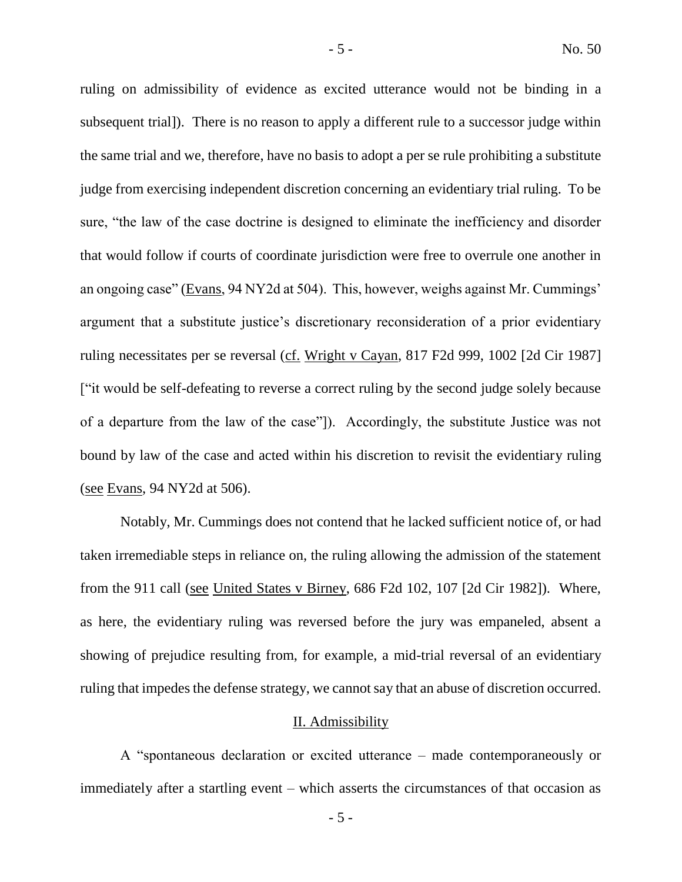ruling on admissibility of evidence as excited utterance would not be binding in a subsequent trial]). There is no reason to apply a different rule to a successor judge within the same trial and we, therefore, have no basis to adopt a per se rule prohibiting a substitute judge from exercising independent discretion concerning an evidentiary trial ruling. To be sure, "the law of the case doctrine is designed to eliminate the inefficiency and disorder that would follow if courts of coordinate jurisdiction were free to overrule one another in an ongoing case" (Evans, 94 NY2d at 504). This, however, weighs against Mr. Cummings' argument that a substitute justice's discretionary reconsideration of a prior evidentiary ruling necessitates per se reversal (cf. Wright v Cayan, 817 F2d 999, 1002 [2d Cir 1987] ["it would be self-defeating to reverse a correct ruling by the second judge solely because of a departure from the law of the case"]). Accordingly, the substitute Justice was not bound by law of the case and acted within his discretion to revisit the evidentiary ruling (see Evans, 94 NY2d at 506).

Notably, Mr. Cummings does not contend that he lacked sufficient notice of, or had taken irremediable steps in reliance on, the ruling allowing the admission of the statement from the 911 call (see United States v Birney, 686 F2d 102, 107 [2d Cir 1982]). Where, as here, the evidentiary ruling was reversed before the jury was empaneled, absent a showing of prejudice resulting from, for example, a mid-trial reversal of an evidentiary ruling that impedes the defense strategy, we cannot say that an abuse of discretion occurred.

## II. Admissibility

A "spontaneous declaration or excited utterance – made contemporaneously or immediately after a startling event – which asserts the circumstances of that occasion as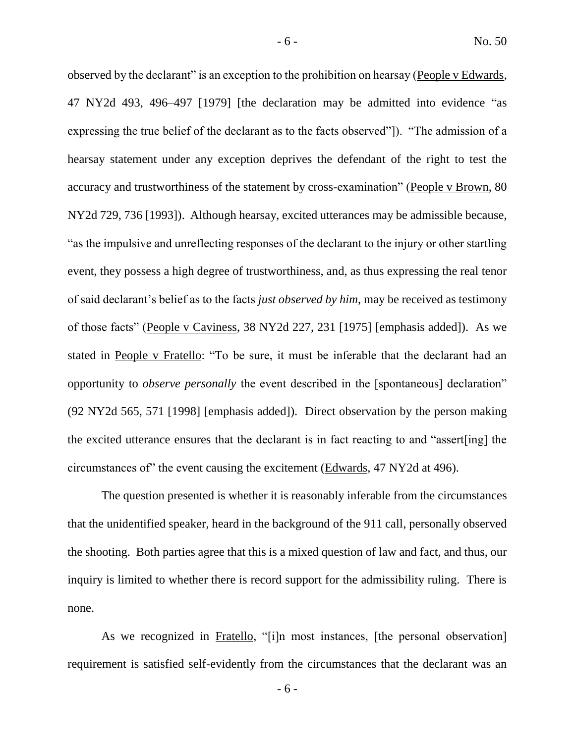observed by the declarant" is an exception to the prohibition on hearsay (People v Edwards, 47 NY2d 493, 496–497 [1979] [the declaration may be admitted into evidence "as expressing the true belief of the declarant as to the facts observed"]). "The admission of a hearsay statement under any exception deprives the defendant of the right to test the accuracy and trustworthiness of the statement by cross-examination" (People v Brown, 80 NY2d 729, 736 [1993]). Although hearsay, excited utterances may be admissible because, "as the impulsive and unreflecting responses of the declarant to the injury or other startling event, they possess a high degree of trustworthiness, and, as thus expressing the real tenor of said declarant's belief as to the facts *just observed by him*, may be received as testimony of those facts" (People v Caviness, 38 NY2d 227, 231 [1975] [emphasis added]). As we stated in People v Fratello: "To be sure, it must be inferable that the declarant had an opportunity to *observe personally* the event described in the [spontaneous] declaration" (92 NY2d 565, 571 [1998] [emphasis added]). Direct observation by the person making the excited utterance ensures that the declarant is in fact reacting to and "assert[ing] the circumstances of" the event causing the excitement (Edwards, 47 NY2d at 496).

The question presented is whether it is reasonably inferable from the circumstances that the unidentified speaker, heard in the background of the 911 call, personally observed the shooting. Both parties agree that this is a mixed question of law and fact, and thus, our inquiry is limited to whether there is record support for the admissibility ruling. There is none.

As we recognized in Fratello, "[i]n most instances, [the personal observation] requirement is satisfied self-evidently from the circumstances that the declarant was an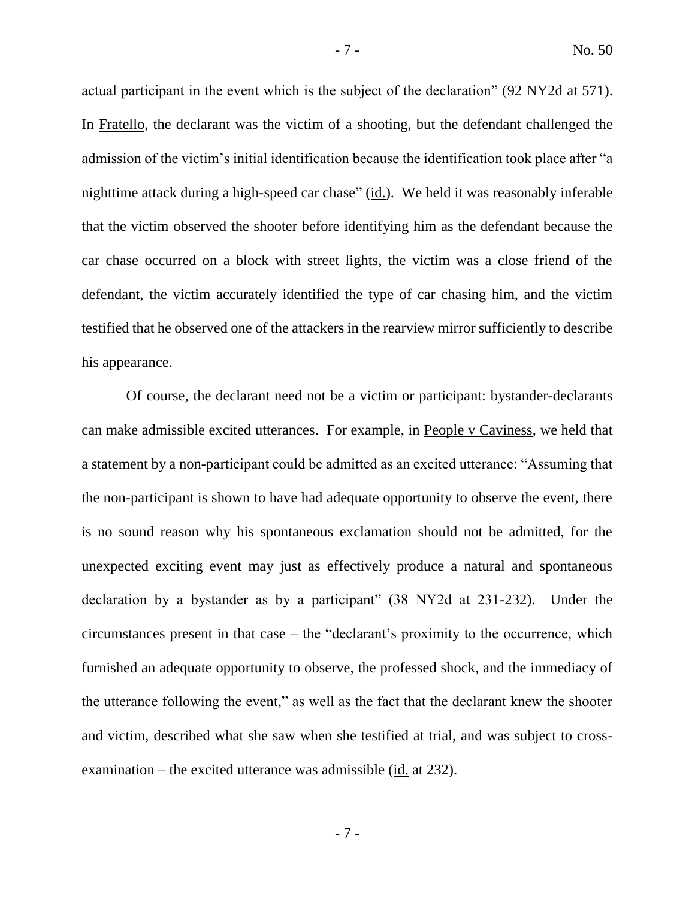actual participant in the event which is the subject of the declaration" (92 NY2d at 571). In Fratello, the declarant was the victim of a shooting, but the defendant challenged the admission of the victim's initial identification because the identification took place after "a nighttime attack during a high-speed car chase" (id.). We held it was reasonably inferable that the victim observed the shooter before identifying him as the defendant because the car chase occurred on a block with street lights, the victim was a close friend of the defendant, the victim accurately identified the type of car chasing him, and the victim testified that he observed one of the attackers in the rearview mirror sufficiently to describe his appearance.

Of course, the declarant need not be a victim or participant: bystander-declarants can make admissible excited utterances. For example, in People v Caviness, we held that a statement by a non-participant could be admitted as an excited utterance: "Assuming that the non-participant is shown to have had adequate opportunity to observe the event, there is no sound reason why his spontaneous exclamation should not be admitted, for the unexpected exciting event may just as effectively produce a natural and spontaneous declaration by a bystander as by a participant" (38 NY2d at 231-232). Under the circumstances present in that case – the "declarant's proximity to the occurrence, which furnished an adequate opportunity to observe, the professed shock, and the immediacy of the utterance following the event," as well as the fact that the declarant knew the shooter and victim, described what she saw when she testified at trial, and was subject to cross-examination – the excited utterance was admissible (id. at 232).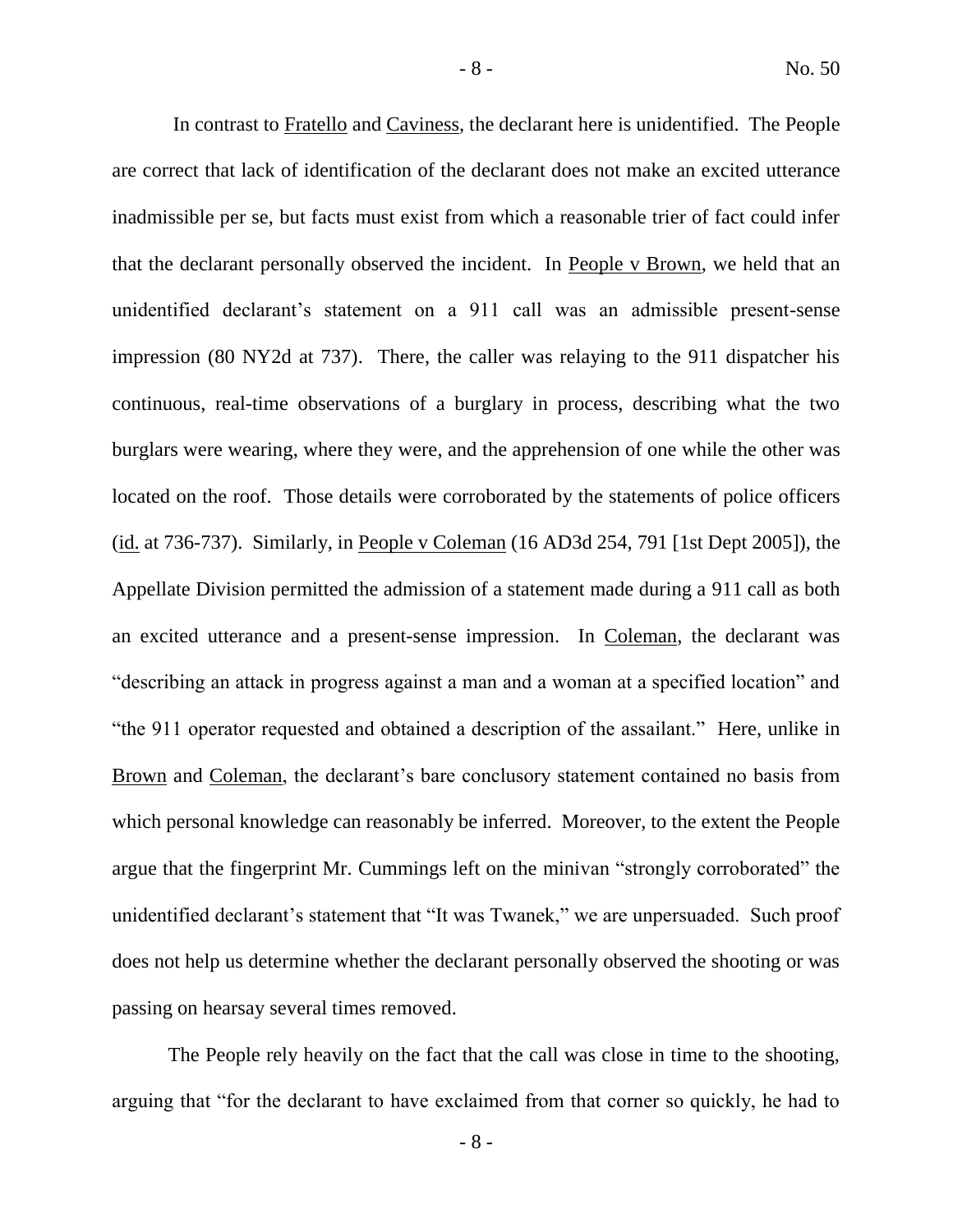In contrast to Fratello and Caviness, the declarant here is unidentified. The People are correct that lack of identification of the declarant does not make an excited utterance inadmissible per se, but facts must exist from which a reasonable trier of fact could infer that the declarant personally observed the incident. In People v Brown, we held that an unidentified declarant's statement on a 911 call was an admissible present-sense impression (80 NY2d at 737). There, the caller was relaying to the 911 dispatcher his continuous, real-time observations of a burglary in process, describing what the two burglars were wearing, where they were, and the apprehension of one while the other was located on the roof. Those details were corroborated by the statements of police officers (id. at 736-737). Similarly, in People v Coleman (16 AD3d 254, 791 [1st Dept 2005]), the Appellate Division permitted the admission of a statement made during a 911 call as both an excited utterance and a present-sense impression. In Coleman, the declarant was "describing an attack in progress against a man and a woman at a specified location" and "the 911 operator requested and obtained a description of the assailant." Here, unlike in Brown and Coleman, the declarant's bare conclusory statement contained no basis from which personal knowledge can reasonably be inferred. Moreover, to the extent the People argue that the fingerprint Mr. Cummings left on the minivan "strongly corroborated" the unidentified declarant's statement that "It was Twanek," we are unpersuaded. Such proof does not help us determine whether the declarant personally observed the shooting or was passing on hearsay several times removed.

The People rely heavily on the fact that the call was close in time to the shooting, arguing that "for the declarant to have exclaimed from that corner so quickly, he had to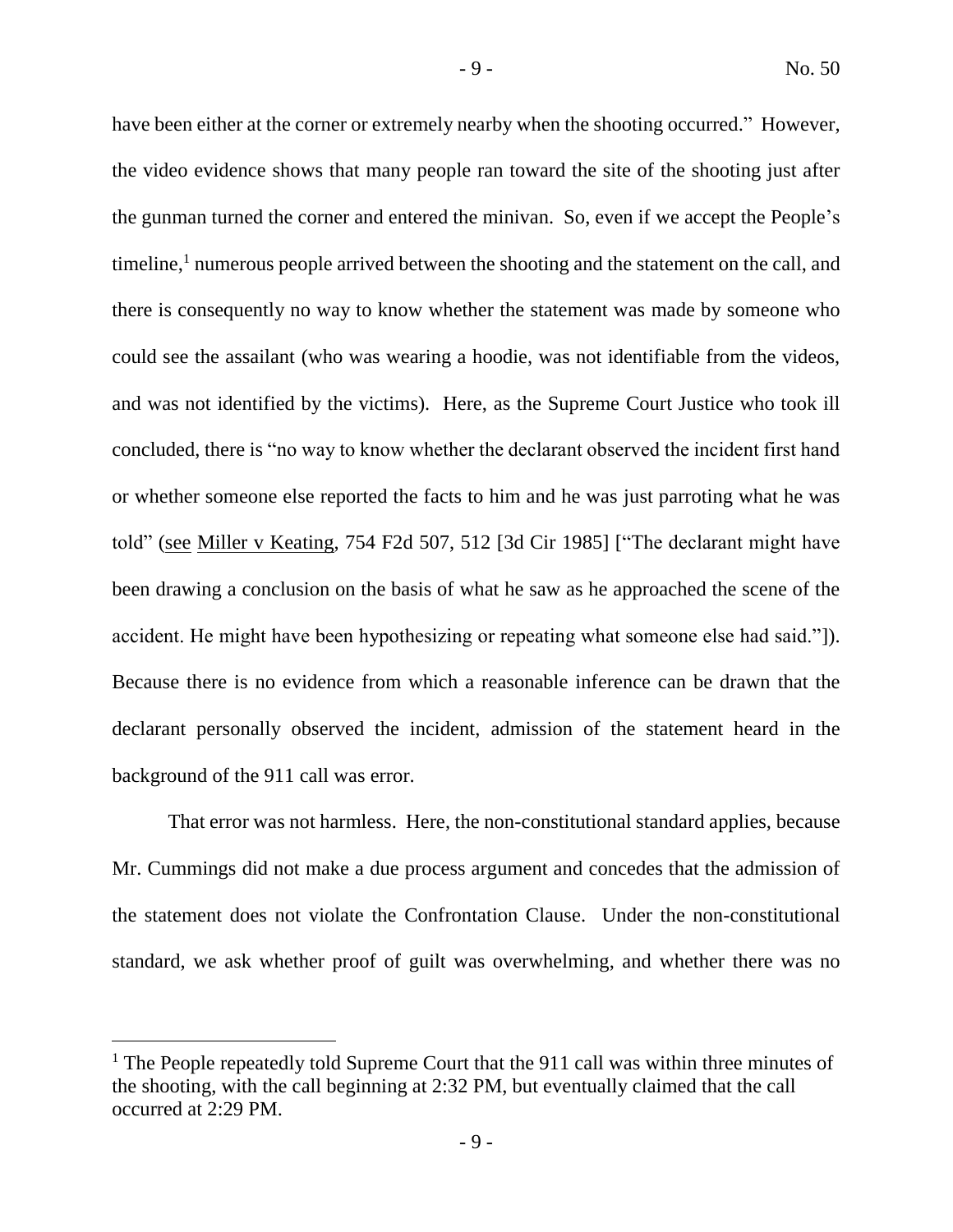have been either at the corner or extremely nearby when the shooting occurred." However, the video evidence shows that many people ran toward the site of the shooting just after the gunman turned the corner and entered the minivan. So, even if we accept the People's timeline,[1] numerous people arrived between the shooting and the statement on the call, and there is consequently no way to know whether the statement was made by someone who could see the assailant (who was wearing a hoodie, was not identifiable from the videos, and was not identified by the victims). Here, as the Supreme Court Justice who took ill concluded, there is "no way to know whether the declarant observed the incident first hand or whether someone else reported the facts to him and he was just parroting what he was told" (see Miller v Keating, 754 F2d 507, 512 [3d Cir 1985] ["The declarant might have been drawing a conclusion on the basis of what he saw as he approached the scene of the accident. He might have been hypothesizing or repeating what someone else had said."]). Because there is no evidence from which a reasonable inference can be drawn that the declarant personally observed the incident, admission of the statement heard in the background of the 911 call was error.

That error was not harmless. Here, the non-constitutional standard applies, because Mr. Cummings did not make a due process argument and concedes that the admission of the statement does not violate the Confrontation Clause. Under the non-constitutional standard, we ask whether proof of guilt was overwhelming, and whether there was no

---

[1] The People repeatedly told Supreme Court that the 911 call was within three minutes of the shooting, with the call beginning at 2:32 PM, but eventually claimed that the call occurred at 2:29 PM.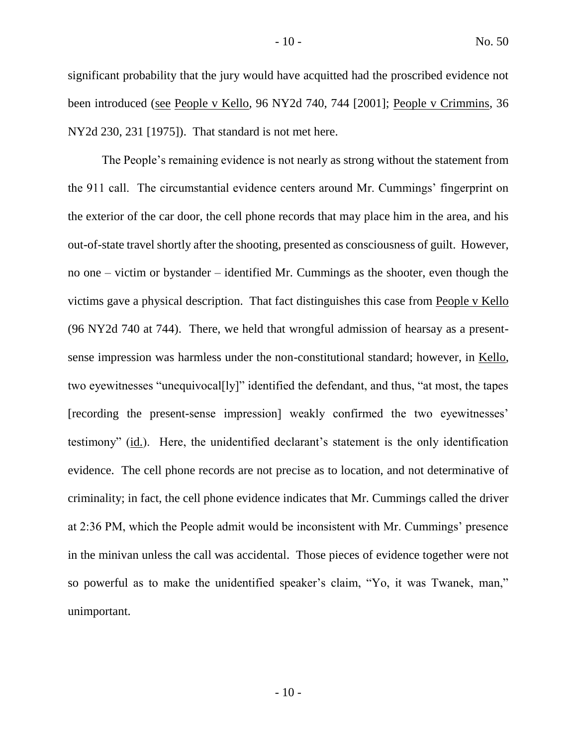significant probability that the jury would have acquitted had the proscribed evidence not been introduced (see People v Kello, 96 NY2d 740, 744 [2001]; People v Crimmins, 36 NY2d 230, 231 [1975]). That standard is not met here.

The People's remaining evidence is not nearly as strong without the statement from the 911 call. The circumstantial evidence centers around Mr. Cummings' fingerprint on the exterior of the car door, the cell phone records that may place him in the area, and his out-of-state travel shortly after the shooting, presented as consciousness of guilt. However, no one – victim or bystander – identified Mr. Cummings as the shooter, even though the victims gave a physical description. That fact distinguishes this case from People v Kello (96 NY2d 740 at 744). There, we held that wrongful admission of hearsay as a present-sense impression was harmless under the non-constitutional standard; however, in Kello, two eyewitnesses "unequivocal[ly]" identified the defendant, and thus, "at most, the tapes [recording the present-sense impression] weakly confirmed the two eyewitnesses' testimony" (id.). Here, the unidentified declarant's statement is the only identification evidence. The cell phone records are not precise as to location, and not determinative of criminality; in fact, the cell phone evidence indicates that Mr. Cummings called the driver at 2:36 PM, which the People admit would be inconsistent with Mr. Cummings' presence in the minivan unless the call was accidental. Those pieces of evidence together were not so powerful as to make the unidentified speaker's claim, "Yo, it was Twanek, man," unimportant.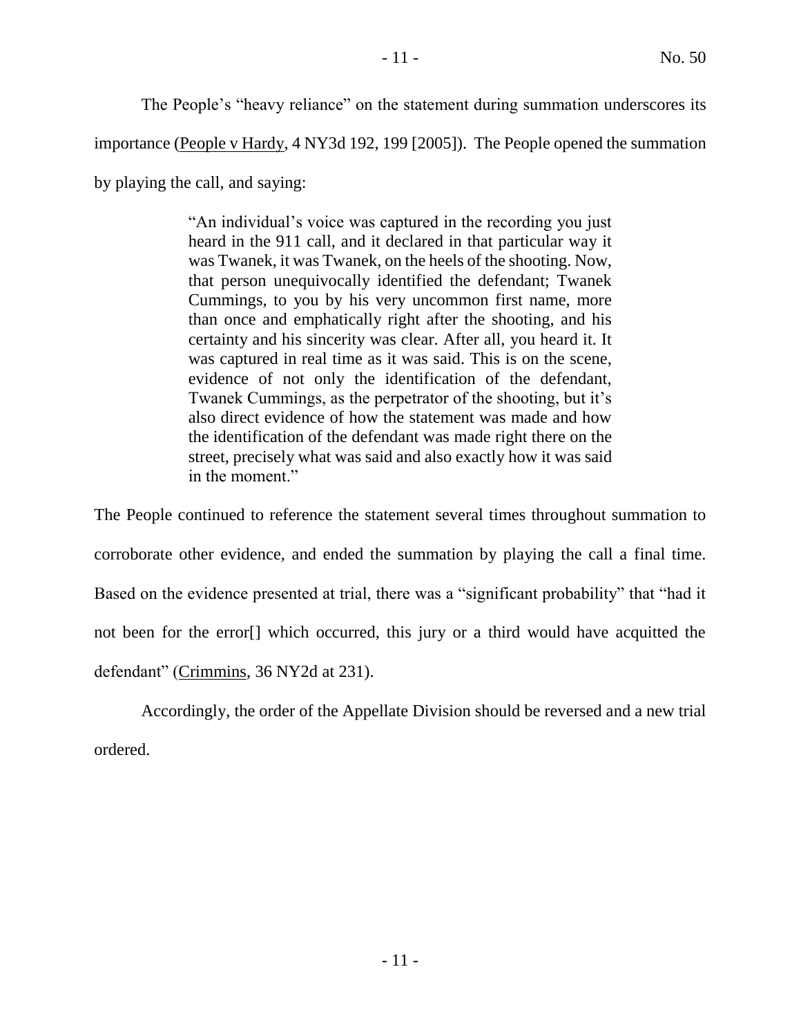The People's "heavy reliance" on the statement during summation underscores its importance (People v Hardy, 4 NY3d 192, 199 [2005]). The People opened the summation by playing the call, and saying:

> "An individual's voice was captured in the recording you just heard in the 911 call, and it declared in that particular way it was Twanek, it was Twanek, on the heels of the shooting. Now, that person unequivocally identified the defendant; Twanek Cummings, to you by his very uncommon first name, more than once and emphatically right after the shooting, and his certainty and his sincerity was clear. After all, you heard it. It was captured in real time as it was said. This is on the scene, evidence of not only the identification of the defendant, Twanek Cummings, as the perpetrator of the shooting, but it's also direct evidence of how the statement was made and how the identification of the defendant was made right there on the street, precisely what was said and also exactly how it was said in the moment."

The People continued to reference the statement several times throughout summation to corroborate other evidence, and ended the summation by playing the call a final time. Based on the evidence presented at trial, there was a "significant probability" that "had it not been for the error[] which occurred, this jury or a third would have acquitted the defendant" (Crimmins, 36 NY2d at 231).

Accordingly, the order of the Appellate Division should be reversed and a new trial ordered.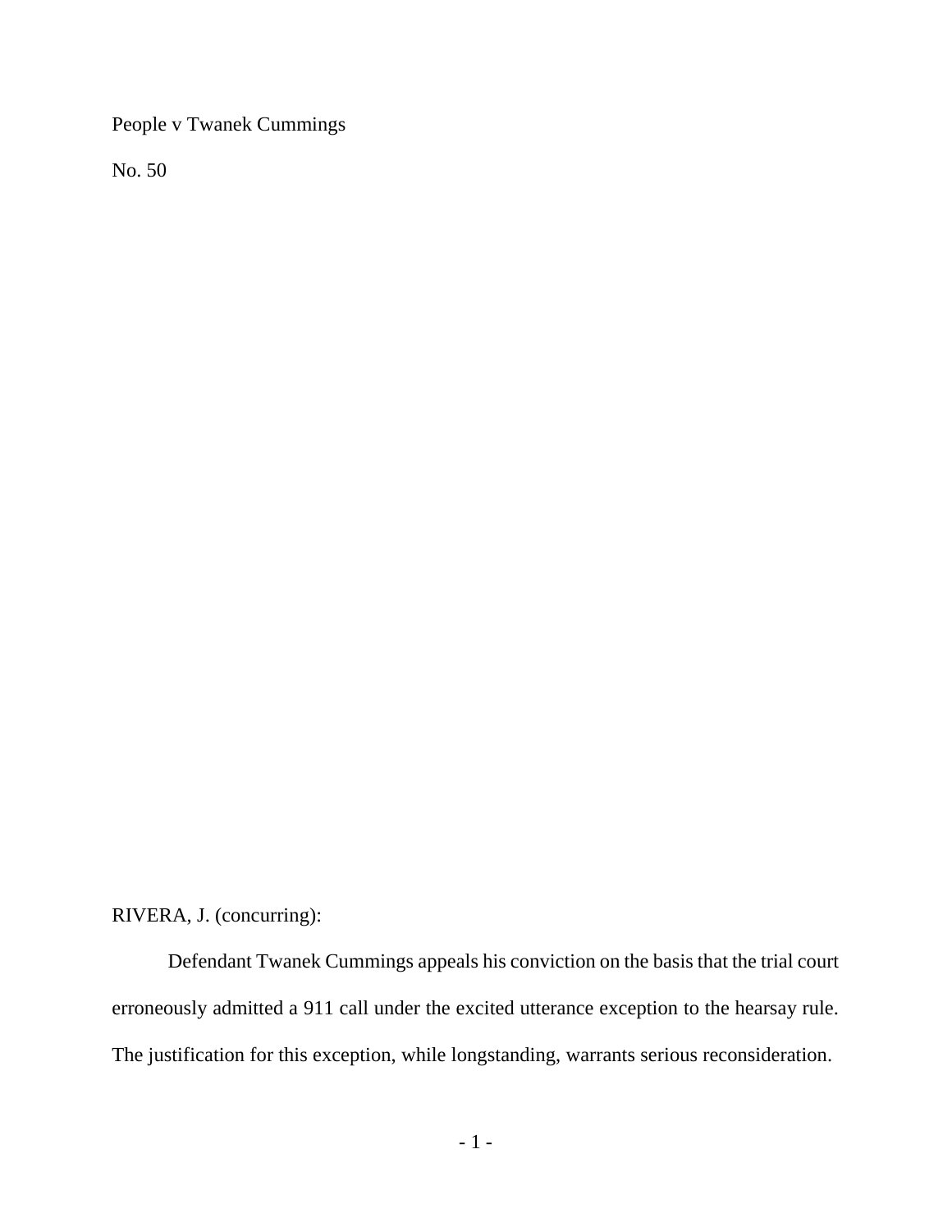People v Twanek Cummings

No. 50

RIVERA, J. (concurring):

Defendant Twanek Cummings appeals his conviction on the basis that the trial court erroneously admitted a 911 call under the excited utterance exception to the hearsay rule. The justification for this exception, while longstanding, warrants serious reconsideration.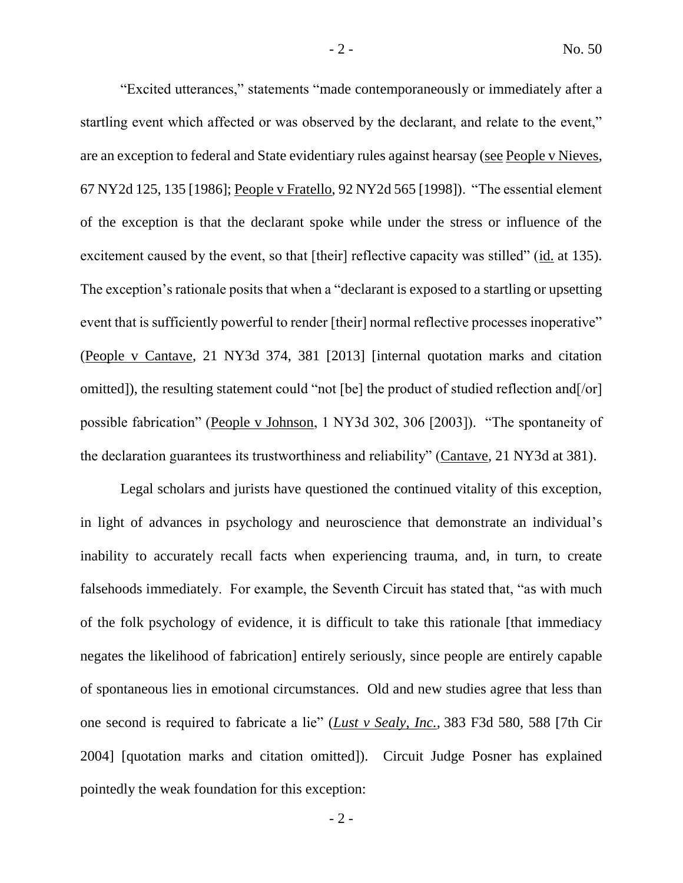"Excited utterances," statements "made contemporaneously or immediately after a startling event which affected or was observed by the declarant, and relate to the event," are an exception to federal and State evidentiary rules against hearsay (see People v Nieves, 67 NY2d 125, 135 [1986]; People v Fratello, 92 NY2d 565 [1998]). "The essential element of the exception is that the declarant spoke while under the stress or influence of the excitement caused by the event, so that [their] reflective capacity was stilled" (id. at 135). The exception's rationale posits that when a "declarant is exposed to a startling or upsetting event that is sufficiently powerful to render [their] normal reflective processes inoperative" (People v Cantave, 21 NY3d 374, 381 [2013] [internal quotation marks and citation omitted]), the resulting statement could "not [be] the product of studied reflection and[/or] possible fabrication" (People v Johnson, 1 NY3d 302, 306 [2003]). "The spontaneity of the declaration guarantees its trustworthiness and reliability" (Cantave, 21 NY3d at 381).

Legal scholars and jurists have questioned the continued vitality of this exception, in light of advances in psychology and neuroscience that demonstrate an individual's inability to accurately recall facts when experiencing trauma, and, in turn, to create falsehoods immediately. For example, the Seventh Circuit has stated that, "as with much of the folk psychology of evidence, it is difficult to take this rationale [that immediacy negates the likelihood of fabrication] entirely seriously, since people are entirely capable of spontaneous lies in emotional circumstances. Old and new studies agree that less than one second is required to fabricate a lie" (*Lust v Sealy, Inc.*, 383 F3d 580, 588 [7th Cir 2004] [quotation marks and citation omitted]). Circuit Judge Posner has explained pointedly the weak foundation for this exception: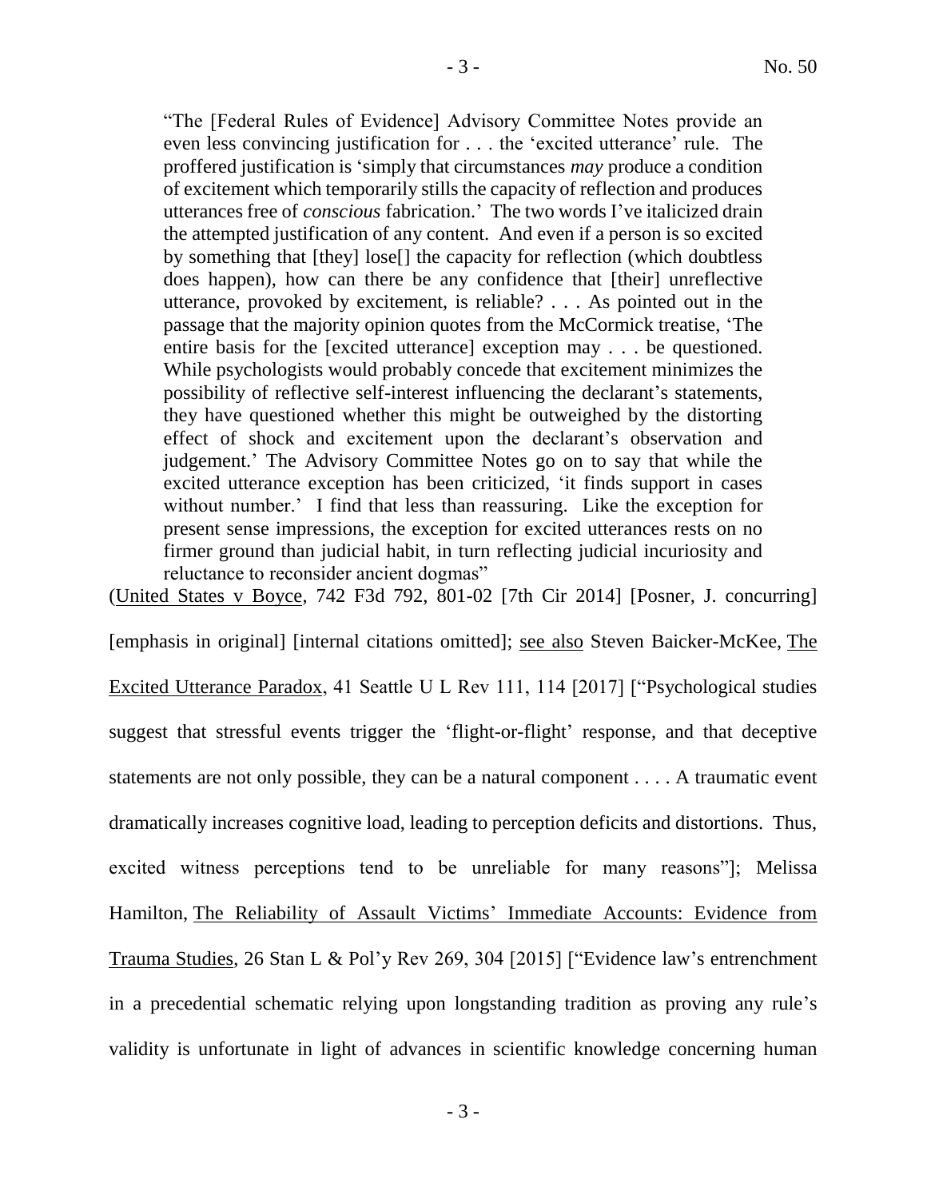> "The [Federal Rules of Evidence] Advisory Committee Notes provide an even less convincing justification for . . . the 'excited utterance' rule. The proffered justification is 'simply that circumstances *may* produce a condition of excitement which temporarily stills the capacity of reflection and produces utterances free of *conscious* fabrication.' The two words I've italicized drain the attempted justification of any content. And even if a person is so excited by something that [they] lose[] the capacity for reflection (which doubtless does happen), how can there be any confidence that [their] unreflective utterance, provoked by excitement, is reliable? . . . As pointed out in the passage that the majority opinion quotes from the McCormick treatise, 'The entire basis for the [excited utterance] exception may . . . be questioned. While psychologists would probably concede that excitement minimizes the possibility of reflective self-interest influencing the declarant's statements, they have questioned whether this might be outweighed by the distorting effect of shock and excitement upon the declarant's observation and judgement.' The Advisory Committee Notes go on to say that while the excited utterance exception has been criticized, 'it finds support in cases without number.' I find that less than reassuring. Like the exception for present sense impressions, the exception for excited utterances rests on no firmer ground than judicial habit, in turn reflecting judicial incuriosity and reluctance to reconsider ancient dogmas"

(United States v Boyce, 742 F3d 792, 801-02 [7th Cir 2014] [Posner, J. concurring] [emphasis in original] [internal citations omitted]; see also Steven Baicker-McKee, The Excited Utterance Paradox, 41 Seattle U L Rev 111, 114 [2017] ["Psychological studies suggest that stressful events trigger the 'flight-or-flight' response, and that deceptive statements are not only possible, they can be a natural component . . . . A traumatic event dramatically increases cognitive load, leading to perception deficits and distortions. Thus, excited witness perceptions tend to be unreliable for many reasons"]; Melissa Hamilton, The Reliability of Assault Victims' Immediate Accounts: Evidence from Trauma Studies, 26 Stan L & Pol'y Rev 269, 304 [2015] ["Evidence law's entrenchment in a precedential schematic relying upon longstanding tradition as proving any rule's validity is unfortunate in light of advances in scientific knowledge concerning human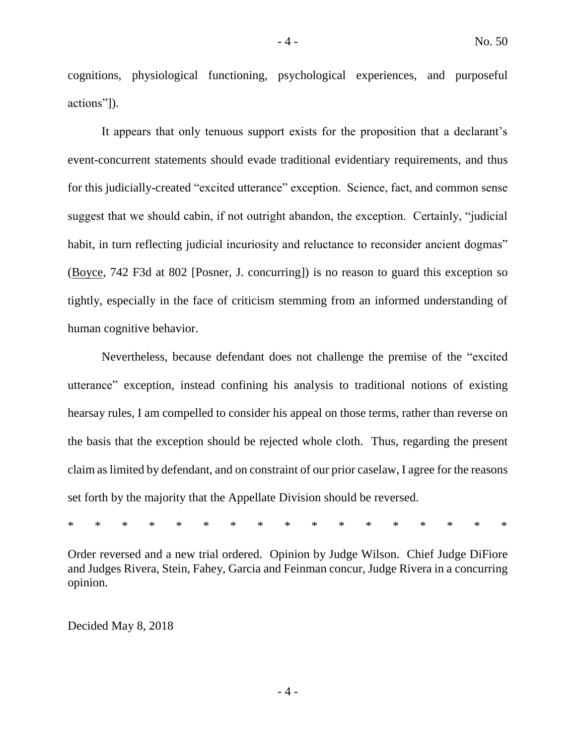cognitions, physiological functioning, psychological experiences, and purposeful actions"]).

It appears that only tenuous support exists for the proposition that a declarant's event-concurrent statements should evade traditional evidentiary requirements, and thus for this judicially-created "excited utterance" exception. Science, fact, and common sense suggest that we should cabin, if not outright abandon, the exception. Certainly, "judicial habit, in turn reflecting judicial incuriosity and reluctance to reconsider ancient dogmas" (Boyce, 742 F3d at 802 [Posner, J. concurring]) is no reason to guard this exception so tightly, especially in the face of criticism stemming from an informed understanding of human cognitive behavior.

Nevertheless, because defendant does not challenge the premise of the "excited utterance" exception, instead confining his analysis to traditional notions of existing hearsay rules, I am compelled to consider his appeal on those terms, rather than reverse on the basis that the exception should be rejected whole cloth. Thus, regarding the present claim as limited by defendant, and on constraint of our prior caselaw, I agree for the reasons set forth by the majority that the Appellate Division should be reversed.

\* \* \* \* \* \* \* \* \* \* \* \* \* \* \* \* \*

Order reversed and a new trial ordered. Opinion by Judge Wilson. Chief Judge DiFiore and Judges Rivera, Stein, Fahey, Garcia and Feinman concur, Judge Rivera in a concurring opinion.

Decided May 8, 2018